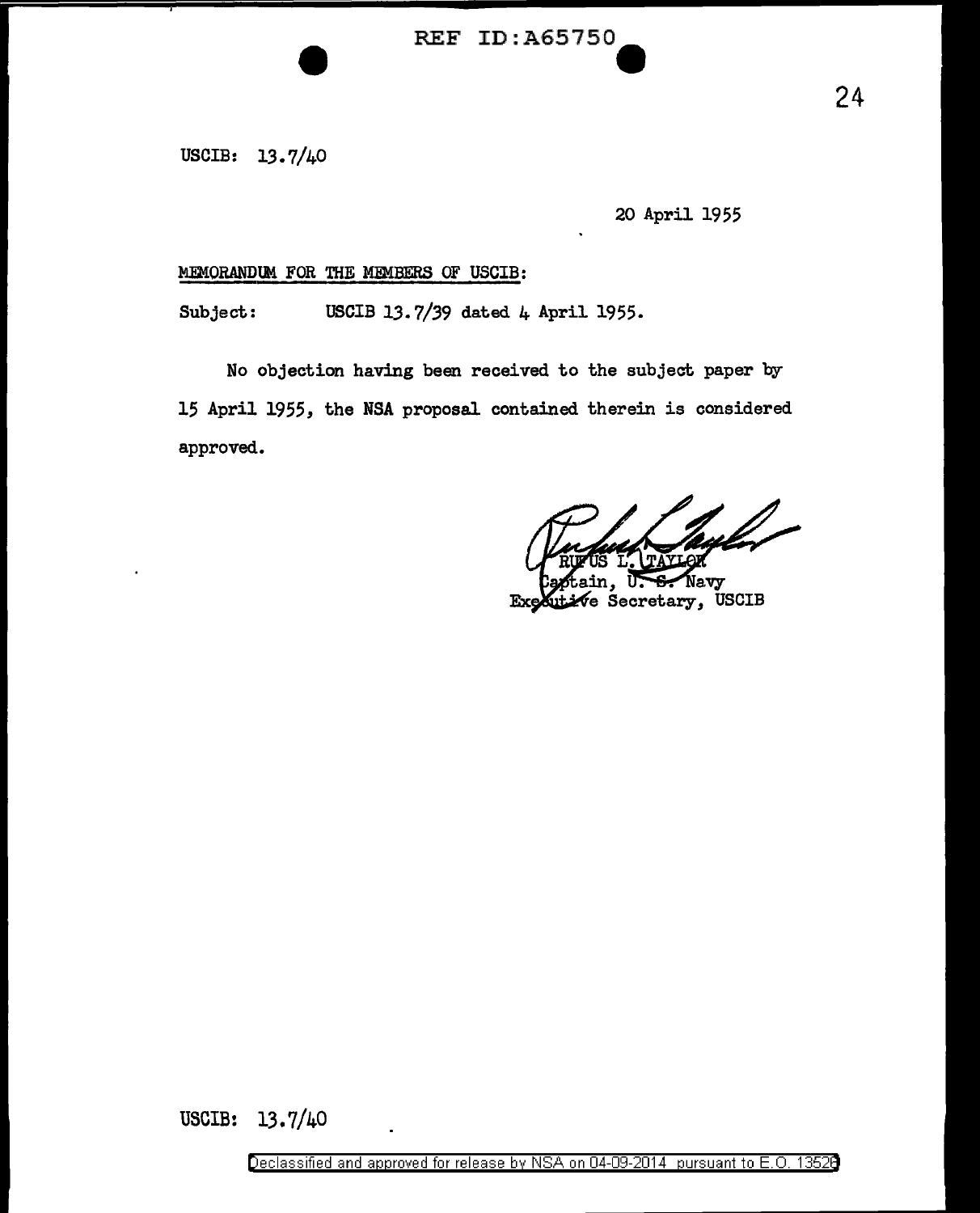USCIB: 13.7/40

20 April 1955

MEMORANDUM FOR THE MEMBERS OF USCIB:

Subject: USCIB 13.7/39 dated 4 April 1955.

No objection having been received to the subject paper by 15 April 1955, the NSA proposal contained therein is considered approved.

RUFUS L. TAYLOR
Captain, U. S. Navy
Executive Secretary, USCIB

USCIB: 13.7/40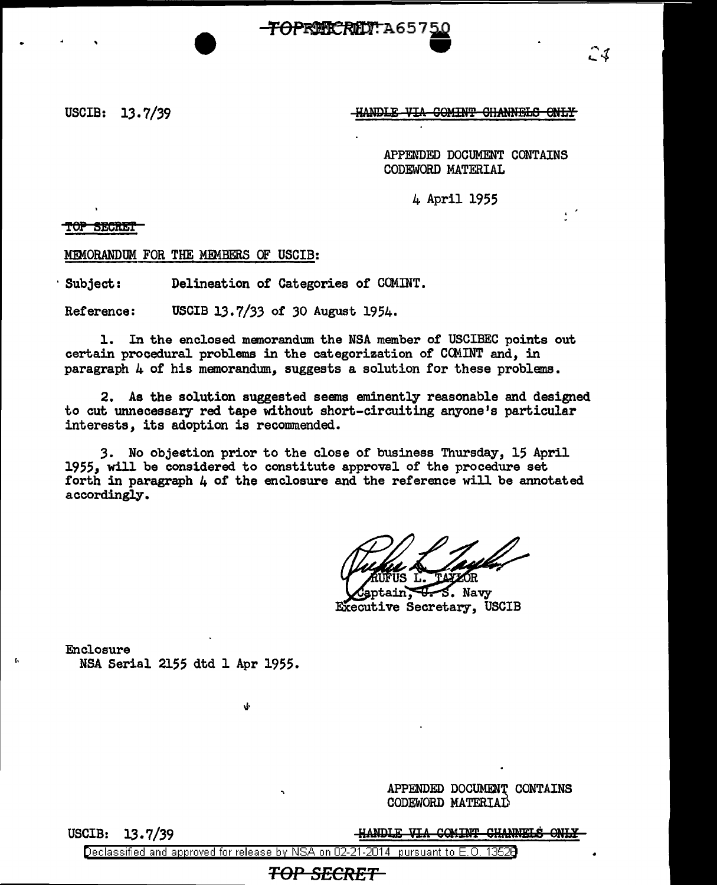USCIB: 13.7/39

~~HANDLE VIA COMINT CHANNELS ONLY~~

APPENDED DOCUMENT CONTAINS CODEWORD MATERIAL

4 April 1955

~~TOP SECRET~~

MEMORANDUM FOR THE MEMBERS OF USCIB:

Subject: Delineation of Categories of COMINT.

Reference: USCIB 13.7/33 of 30 August 1954.

1. In the enclosed memorandum the NSA member of USCIBEC points out certain procedural problems in the categorization of COMINT and, in paragraph 4 of his memorandum, suggests a solution for these problems.

2. As the solution suggested seems eminently reasonable and designed to cut unnecessary red tape without short-circuiting anyone's particular interests, its adoption is recommended.

3. No objection prior to the close of business Thursday, 15 April 1955, will be considered to constitute approval of the procedure set forth in paragraph 4 of the enclosure and the reference will be annotated accordingly.

RUFUS L. TAYLOR
Captain, U. S. Navy
Executive Secretary, USCIB

Enclosure
NSA Serial 2155 dtd 1 Apr 1955.

APPENDED DOCUMENT CONTAINS CODEWORD MATERIAL

USCIB: 13.7/39

~~HANDLE VIA COMINT CHANNELS ONLY~~

Declassified and approved for release by NSA on 02-21-2014 pursuant to E.O. 13526

~~TOP SECRET~~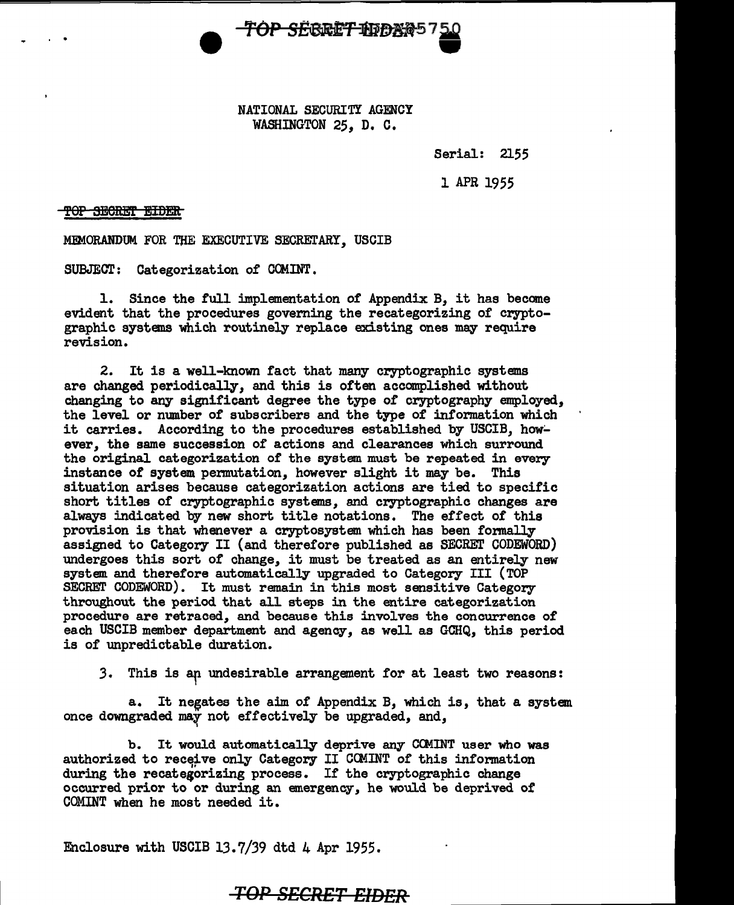NATIONAL SECURITY AGENCY
WASHINGTON 25, D. C.

Serial: 2155

1 APR 1955

~~TOP SECRET EIDER~~

MEMORANDUM FOR THE EXECUTIVE SECRETARY, USCIB

SUBJECT: Categorization of COMINT.

1. Since the full implementation of Appendix B, it has become evident that the procedures governing the recategorizing of cryptographic systems which routinely replace existing ones may require revision.

2. It is a well-known fact that many cryptographic systems are changed periodically, and this is often accomplished without changing to any significant degree the type of cryptography employed, the level or number of subscribers and the type of information which it carries. According to the procedures established by USCIB, however, the same succession of actions and clearances which surround the original categorization of the system must be repeated in every instance of system permutation, however slight it may be. This situation arises because categorization actions are tied to specific short titles of cryptographic systems, and cryptographic changes are always indicated by new short title notations. The effect of this provision is that whenever a cryptosystem which has been formally assigned to Category II (and therefore published as SECRET CODEWORD) undergoes this sort of change, it must be treated as an entirely new system and therefore automatically upgraded to Category III (TOP SECRET CODEWORD). It must remain in this most sensitive Category throughout the period that all steps in the entire categorization procedure are retraced, and because this involves the concurrence of each USCIB member department and agency, as well as GCHQ, this period is of unpredictable duration.

3. This is an undesirable arrangement for at least two reasons:

a. It negates the aim of Appendix B, which is, that a system once downgraded may not effectively be upgraded, and,

b. It would automatically deprive any COMINT user who was authorized to receive only Category II COMINT of this information during the recategorizing process. If the cryptographic change occurred prior to or during an emergency, he would be deprived of COMINT when he most needed it.

Enclosure with USCIB 13.7/39 dtd 4 Apr 1955.

~~TOP SECRET EIDER~~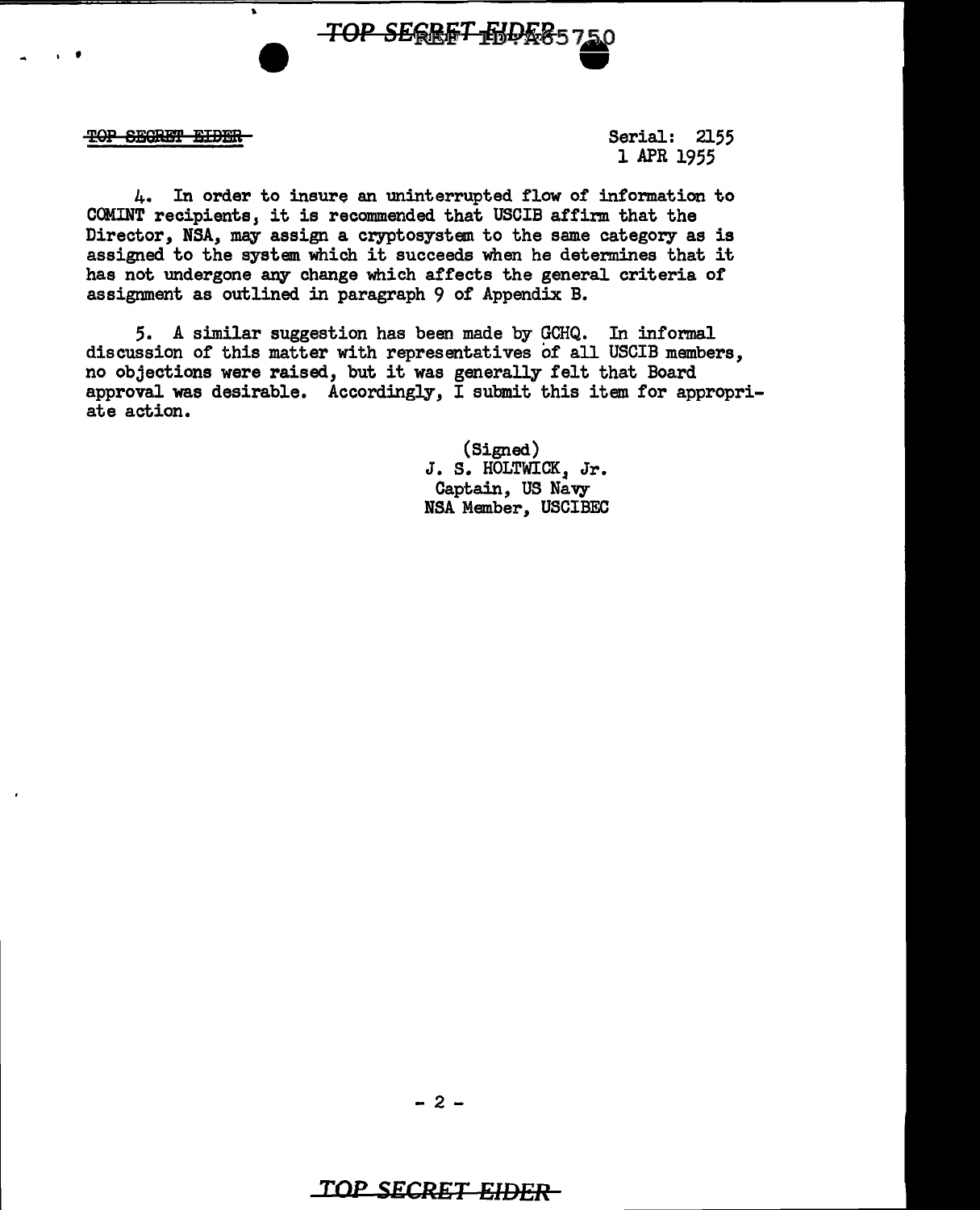TOP SECRET EIDER

Serial: 2155
1 APR 1955

4. In order to insure an uninterrupted flow of information to COMINT recipients, it is recommended that USCIB affirm that the Director, NSA, may assign a cryptosystem to the same category as is assigned to the system which it succeeds when he determines that it has not undergone any change which affects the general criteria of assignment as outlined in paragraph 9 of Appendix B.

5. A similar suggestion has been made by GCHQ. In informal discussion of this matter with representatives of all USCIB members, no objections were raised, but it was generally felt that Board approval was desirable. Accordingly, I submit this item for appropriate action.

(Signed)
J. S. HOLTWICK, Jr.
Captain, US Navy
NSA Member, USCIBEC

TOP SECRET EIDER